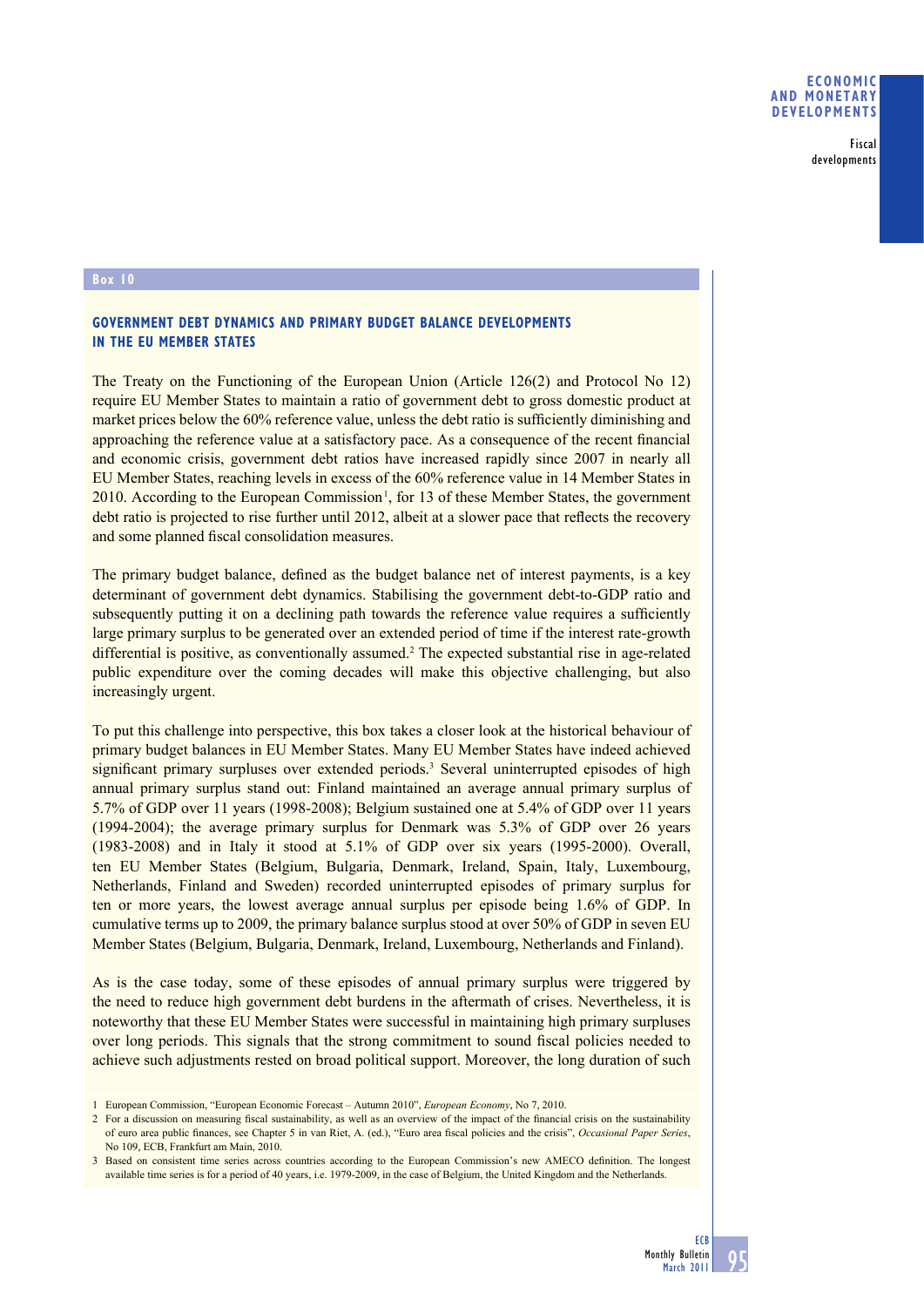**Box 10**

## GOVERNMENT DEBT DYNAMICS AND PRIMARY BUDGET BALANCE DEVELOPMENTS IN THE EU MEMBER STATES

The Treaty on the Functioning of the European Union (Article 126(2) and Protocol No 12) require EU Member States to maintain a ratio of government debt to gross domestic product at market prices below the 60% reference value, unless the debt ratio is sufficiently diminishing and approaching the reference value at a satisfactory pace. As a consequence of the recent financial and economic crisis, government debt ratios have increased rapidly since 2007 in nearly all EU Member States, reaching levels in excess of the 60% reference value in 14 Member States in 2010. According to the European Commission[1], for 13 of these Member States, the government debt ratio is projected to rise further until 2012, albeit at a slower pace that reflects the recovery and some planned fiscal consolidation measures.

The primary budget balance, defined as the budget balance net of interest payments, is a key determinant of government debt dynamics. Stabilising the government debt-to-GDP ratio and subsequently putting it on a declining path towards the reference value requires a sufficiently large primary surplus to be generated over an extended period of time if the interest rate-growth differential is positive, as conventionally assumed.[2] The expected substantial rise in age-related public expenditure over the coming decades will make this objective challenging, but also increasingly urgent.

To put this challenge into perspective, this box takes a closer look at the historical behaviour of primary budget balances in EU Member States. Many EU Member States have indeed achieved significant primary surpluses over extended periods.[3] Several uninterrupted episodes of high annual primary surplus stand out: Finland maintained an average annual primary surplus of 5.7% of GDP over 11 years (1998-2008); Belgium sustained one at 5.4% of GDP over 11 years (1994-2004); the average primary surplus for Denmark was 5.3% of GDP over 26 years (1983-2008) and in Italy it stood at 5.1% of GDP over six years (1995-2000). Overall, ten EU Member States (Belgium, Bulgaria, Denmark, Ireland, Spain, Italy, Luxembourg, Netherlands, Finland and Sweden) recorded uninterrupted episodes of primary surplus for ten or more years, the lowest average annual surplus per episode being 1.6% of GDP. In cumulative terms up to 2009, the primary balance surplus stood at over 50% of GDP in seven EU Member States (Belgium, Bulgaria, Denmark, Ireland, Luxembourg, Netherlands and Finland).

As is the case today, some of these episodes of annual primary surplus were triggered by the need to reduce high government debt burdens in the aftermath of crises. Nevertheless, it is noteworthy that these EU Member States were successful in maintaining high primary surpluses over long periods. This signals that the strong commitment to sound fiscal policies needed to achieve such adjustments rested on broad political support. Moreover, the long duration of such

---

1 European Commission, "European Economic Forecast – Autumn 2010", *European Economy*, No 7, 2010.

2 For a discussion on measuring fiscal sustainability, as well as an overview of the impact of the financial crisis on the sustainability of euro area public finances, see Chapter 5 in van Riet, A. (ed.), "Euro area fiscal policies and the crisis", *Occasional Paper Series*, No 109, ECB, Frankfurt am Main, 2010.

3 Based on consistent time series across countries according to the European Commission's new AMECO definition. The longest available time series is for a period of 40 years, i.e. 1979-2009, in the case of Belgium, the United Kingdom and the Netherlands.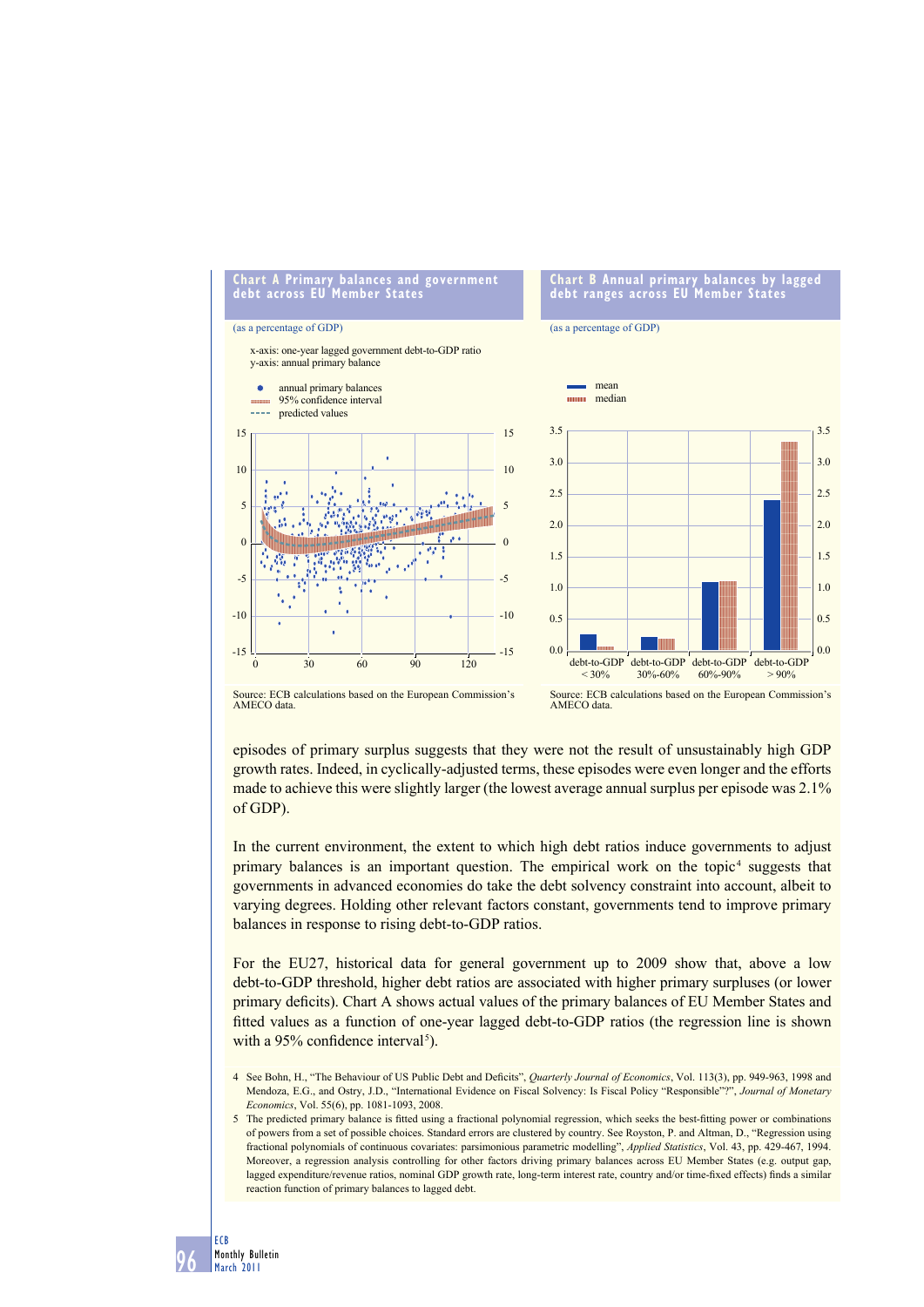**Chart A Primary balances and government debt across EU Member States**

(as a percentage of GDP)

x-axis: one-year lagged government debt-to-GDP ratio
y-axis: annual primary balance

- annual primary balances
- 95% confidence interval
- predicted values

Source: ECB calculations based on the European Commission's AMECO data.

**Chart B Annual primary balances by lagged debt ranges across EU Member States**

(as a percentage of GDP)

- mean
- median

Source: ECB calculations based on the European Commission's AMECO data.

episodes of primary surplus suggests that they were not the result of unsustainably high GDP growth rates. Indeed, in cyclically-adjusted terms, these episodes were even longer and the efforts made to achieve this were slightly larger (the lowest average annual surplus per episode was 2.1% of GDP).

In the current environment, the extent to which high debt ratios induce governments to adjust primary balances is an important question. The empirical work on the topic[4] suggests that governments in advanced economies do take the debt solvency constraint into account, albeit to varying degrees. Holding other relevant factors constant, governments tend to improve primary balances in response to rising debt-to-GDP ratios.

For the EU27, historical data for general government up to 2009 show that, above a low debt-to-GDP threshold, higher debt ratios are associated with higher primary surpluses (or lower primary deficits). Chart A shows actual values of the primary balances of EU Member States and fitted values as a function of one-year lagged debt-to-GDP ratios (the regression line is shown with a 95% confidence interval[5]).

4 See Bohn, H., "The Behaviour of US Public Debt and Deficits", *Quarterly Journal of Economics*, Vol. 113(3), pp. 949-963, 1998 and Mendoza, E.G., and Ostry, J.D., "International Evidence on Fiscal Solvency: Is Fiscal Policy "Responsible"?", *Journal of Monetary Economics*, Vol. 55(6), pp. 1081-1093, 2008.

5 The predicted primary balance is fitted using a fractional polynomial regression, which seeks the best-fitting power or combinations of powers from a set of possible choices. Standard errors are clustered by country. See Royston, P. and Altman, D., "Regression using fractional polynomials of continuous covariates: parsimonious parametric modelling", *Applied Statistics*, Vol. 43, pp. 429-467, 1994. Moreover, a regression analysis controlling for other factors driving primary balances across EU Member States (e.g. output gap, lagged expenditure/revenue ratios, nominal GDP growth rate, long-term interest rate, country and/or time-fixed effects) finds a similar reaction function of primary balances to lagged debt.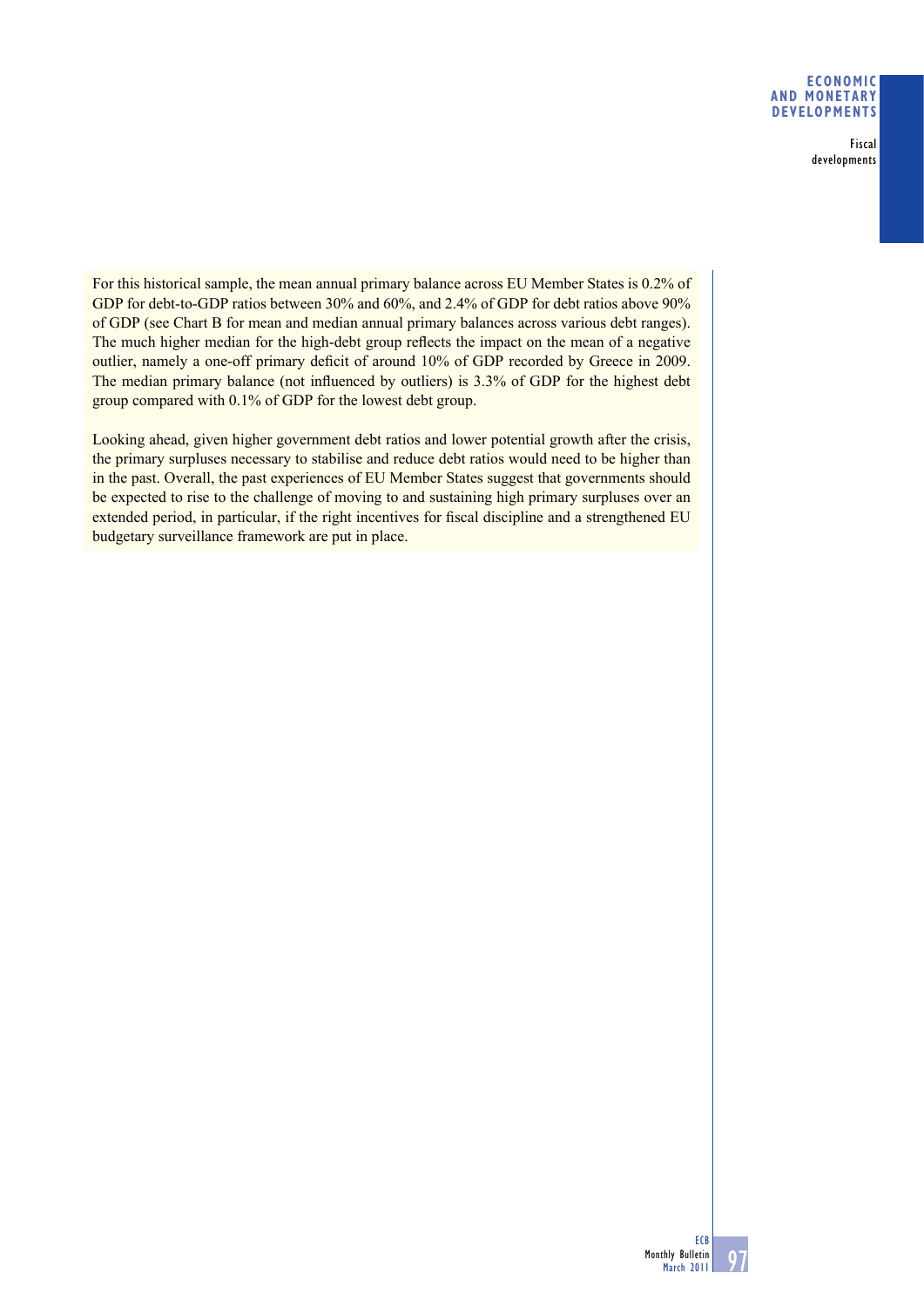For this historical sample, the mean annual primary balance across EU Member States is 0.2% of GDP for debt-to-GDP ratios between 30% and 60%, and 2.4% of GDP for debt ratios above 90% of GDP (see Chart B for mean and median annual primary balances across various debt ranges). The much higher median for the high-debt group reflects the impact on the mean of a negative outlier, namely a one-off primary deficit of around 10% of GDP recorded by Greece in 2009. The median primary balance (not influenced by outliers) is 3.3% of GDP for the highest debt group compared with 0.1% of GDP for the lowest debt group.

Looking ahead, given higher government debt ratios and lower potential growth after the crisis, the primary surpluses necessary to stabilise and reduce debt ratios would need to be higher than in the past. Overall, the past experiences of EU Member States suggest that governments should be expected to rise to the challenge of moving to and sustaining high primary surpluses over an extended period, in particular, if the right incentives for fiscal discipline and a strengthened EU budgetary surveillance framework are put in place.